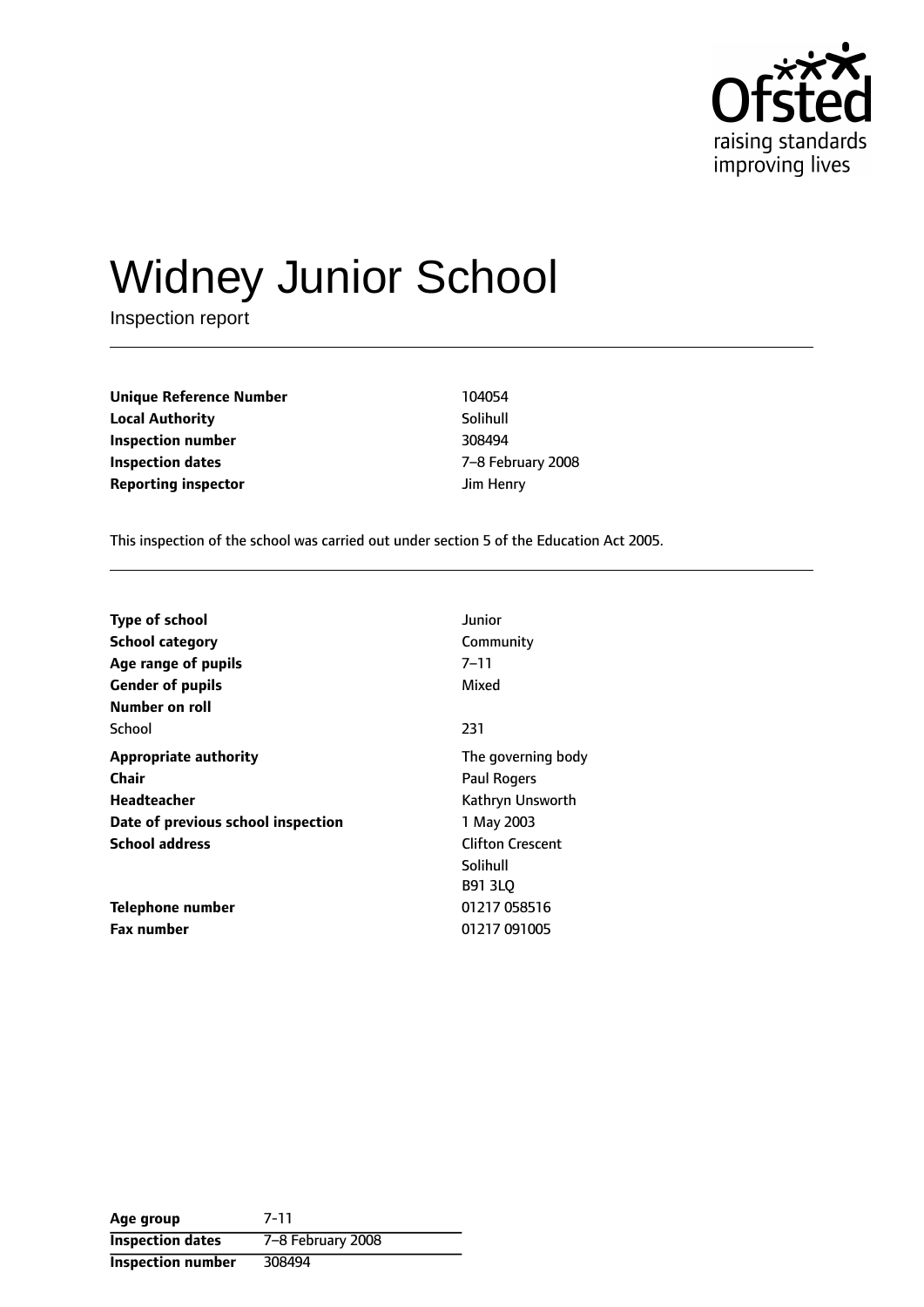# Widney Junior School

Inspection report

| | |
|---|---|
| **Unique Reference Number** | 104054 |
| **Local Authority** | Solihull |
| **Inspection number** | 308494 |
| **Inspection dates** | 7–8 February 2008 |
| **Reporting inspector** | Jim Henry |

This inspection of the school was carried out under section 5 of the Education Act 2005.

| | |
|---|---|
| **Type of school** | Junior |
| **School category** | Community |
| **Age range of pupils** | 7–11 |
| **Gender of pupils** | Mixed |
| **Number on roll** | |
| School | 231 |
| **Appropriate authority** | The governing body |
| **Chair** | Paul Rogers |
| **Headteacher** | Kathryn Unsworth |
| **Date of previous school inspection** | 1 May 2003 |
| **School address** | Clifton Crescent<br>Solihull<br>B91 3LQ |
| **Telephone number** | 01217 058516 |
| **Fax number** | 01217 091005 |

| | |
|---|---|
| **Age group** | 7-11 |
| **Inspection dates** | 7–8 February 2008 |
| **Inspection number** | 308494 |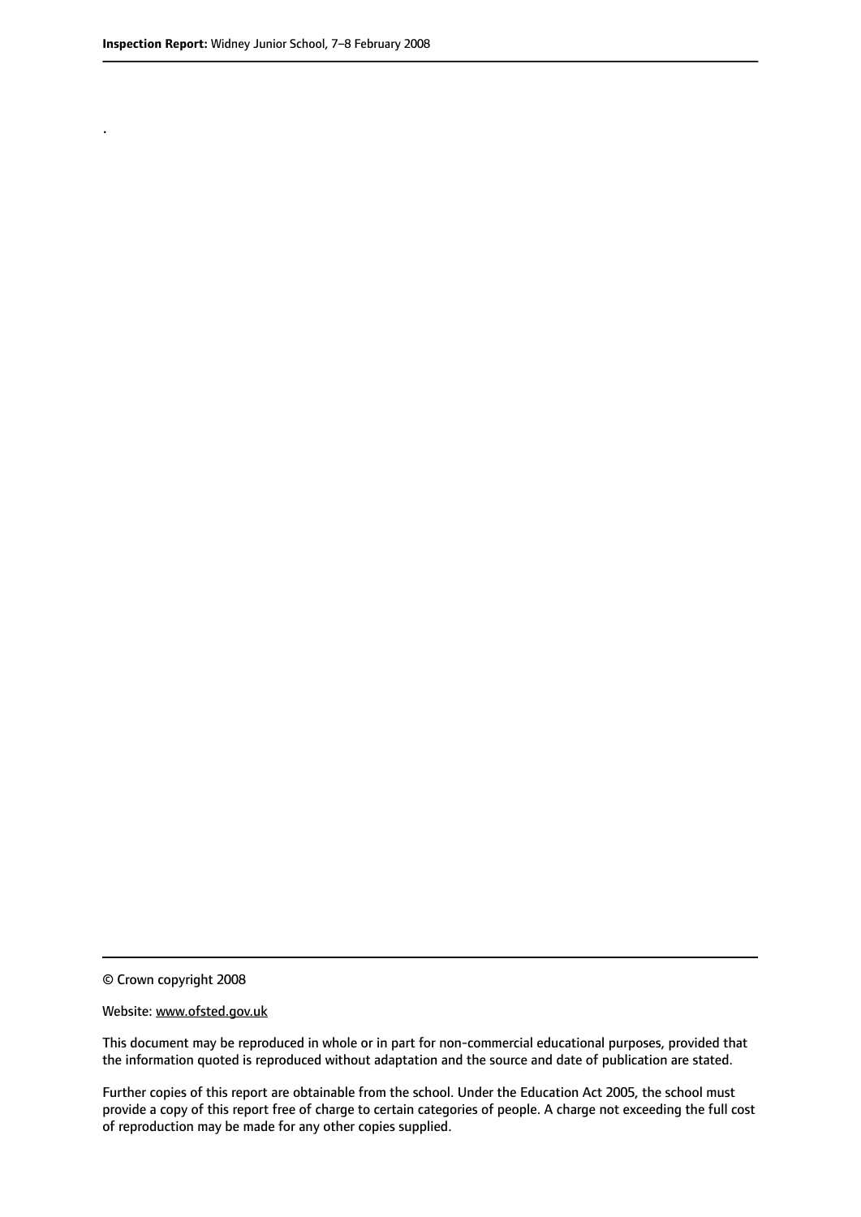.

© Crown copyright 2008

Website: www.ofsted.gov.uk

This document may be reproduced in whole or in part for non-commercial educational purposes, provided that the information quoted is reproduced without adaptation and the source and date of publication are stated.

Further copies of this report are obtainable from the school. Under the Education Act 2005, the school must provide a copy of this report free of charge to certain categories of people. A charge not exceeding the full cost of reproduction may be made for any other copies supplied.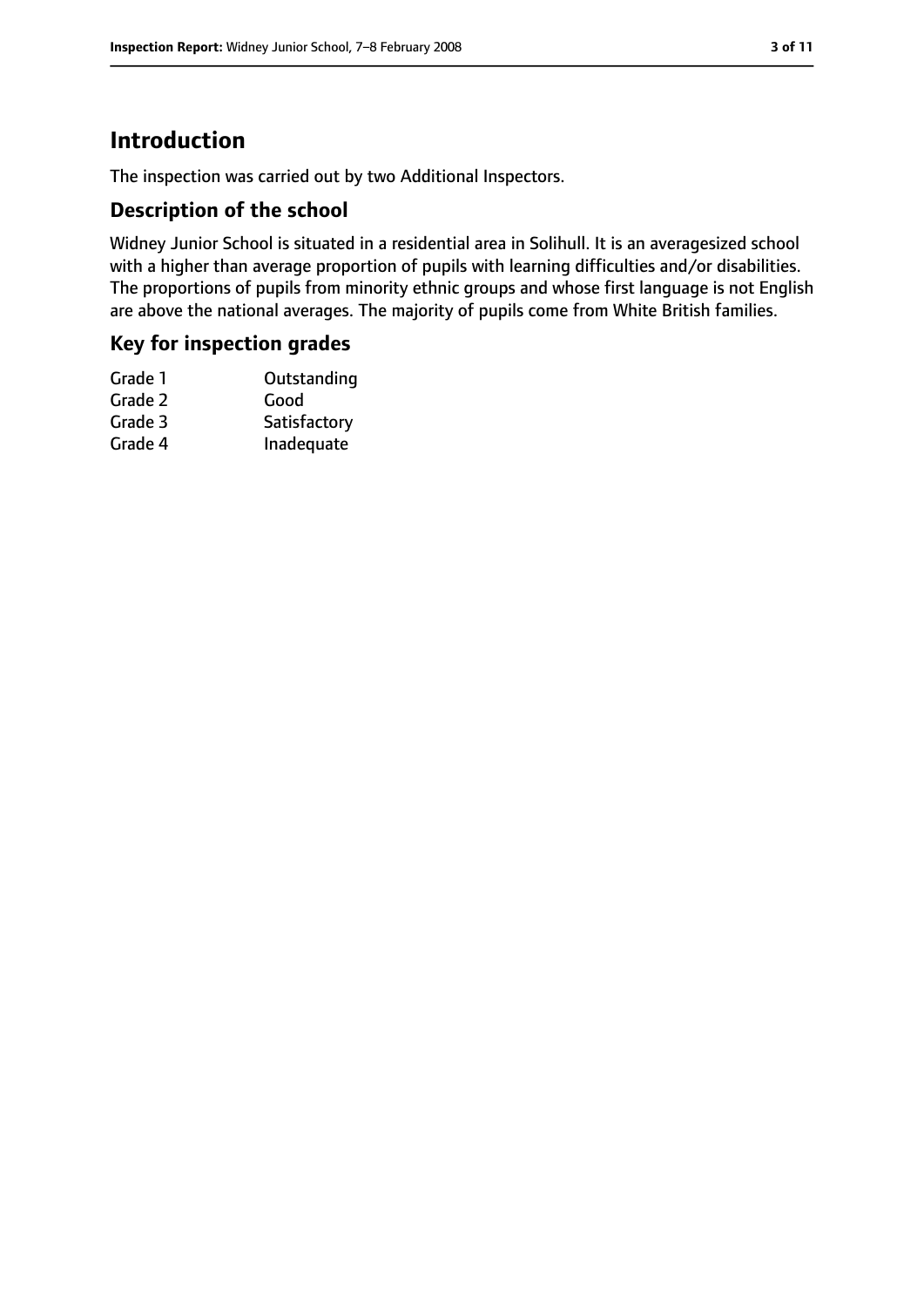# Introduction

The inspection was carried out by two Additional Inspectors.

## Description of the school

Widney Junior School is situated in a residential area in Solihull. It is an averagesized school with a higher than average proportion of pupils with learning difficulties and/or disabilities. The proportions of pupils from minority ethnic groups and whose first language is not English are above the national averages. The majority of pupils come from White British families.

## Key for inspection grades

| | |
|---|---|
| Grade 1 | Outstanding |
| Grade 2 | Good |
| Grade 3 | Satisfactory |
| Grade 4 | Inadequate |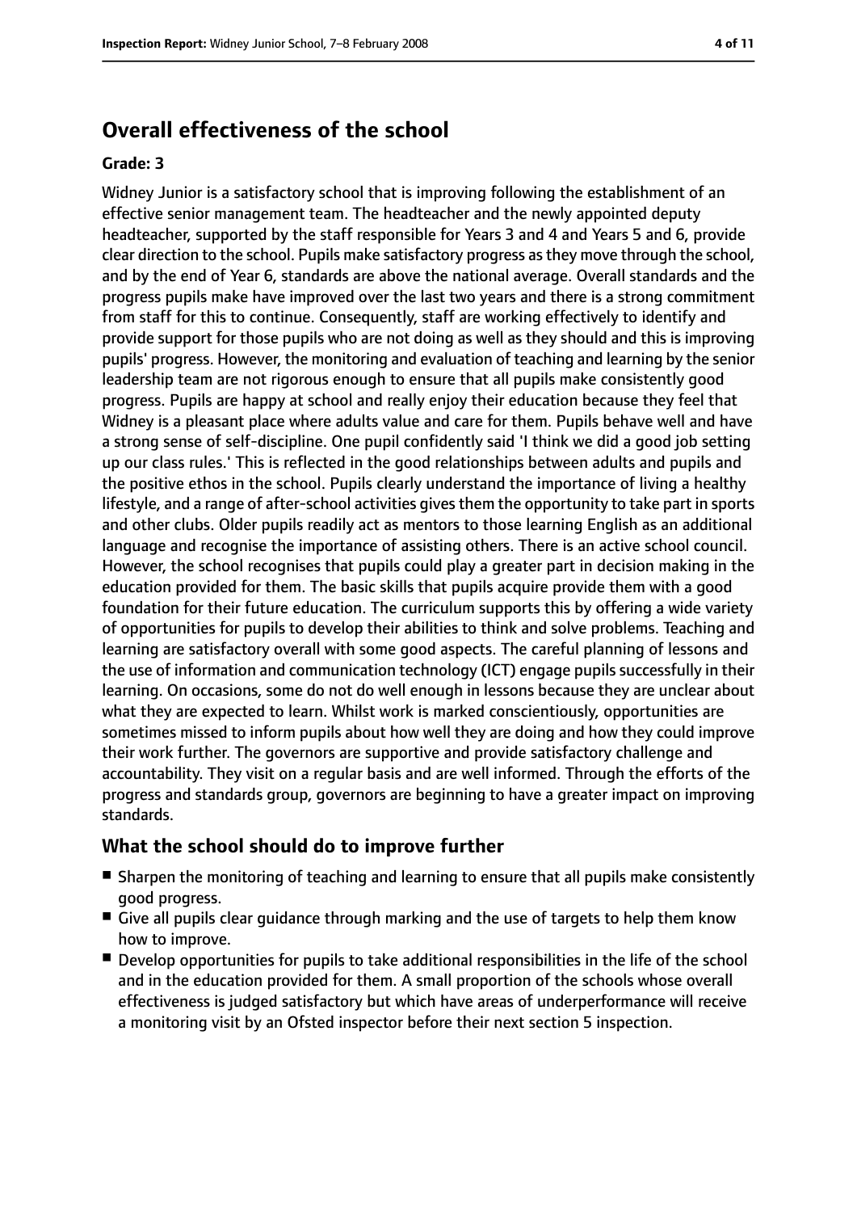## Overall effectiveness of the school

**Grade: 3**

Widney Junior is a satisfactory school that is improving following the establishment of an effective senior management team. The headteacher and the newly appointed deputy headteacher, supported by the staff responsible for Years 3 and 4 and Years 5 and 6, provide clear direction to the school. Pupils make satisfactory progress as they move through the school, and by the end of Year 6, standards are above the national average. Overall standards and the progress pupils make have improved over the last two years and there is a strong commitment from staff for this to continue. Consequently, staff are working effectively to identify and provide support for those pupils who are not doing as well as they should and this is improving pupils' progress. However, the monitoring and evaluation of teaching and learning by the senior leadership team are not rigorous enough to ensure that all pupils make consistently good progress. Pupils are happy at school and really enjoy their education because they feel that Widney is a pleasant place where adults value and care for them. Pupils behave well and have a strong sense of self-discipline. One pupil confidently said 'I think we did a good job setting up our class rules.' This is reflected in the good relationships between adults and pupils and the positive ethos in the school. Pupils clearly understand the importance of living a healthy lifestyle, and a range of after-school activities gives them the opportunity to take part in sports and other clubs. Older pupils readily act as mentors to those learning English as an additional language and recognise the importance of assisting others. There is an active school council. However, the school recognises that pupils could play a greater part in decision making in the education provided for them. The basic skills that pupils acquire provide them with a good foundation for their future education. The curriculum supports this by offering a wide variety of opportunities for pupils to develop their abilities to think and solve problems. Teaching and learning are satisfactory overall with some good aspects. The careful planning of lessons and the use of information and communication technology (ICT) engage pupils successfully in their learning. On occasions, some do not do well enough in lessons because they are unclear about what they are expected to learn. Whilst work is marked conscientiously, opportunities are sometimes missed to inform pupils about how well they are doing and how they could improve their work further. The governors are supportive and provide satisfactory challenge and accountability. They visit on a regular basis and are well informed. Through the efforts of the progress and standards group, governors are beginning to have a greater impact on improving standards.

### What the school should do to improve further

- Sharpen the monitoring of teaching and learning to ensure that all pupils make consistently good progress.
- Give all pupils clear guidance through marking and the use of targets to help them know how to improve.
- Develop opportunities for pupils to take additional responsibilities in the life of the school and in the education provided for them. A small proportion of the schools whose overall effectiveness is judged satisfactory but which have areas of underperformance will receive a monitoring visit by an Ofsted inspector before their next section 5 inspection.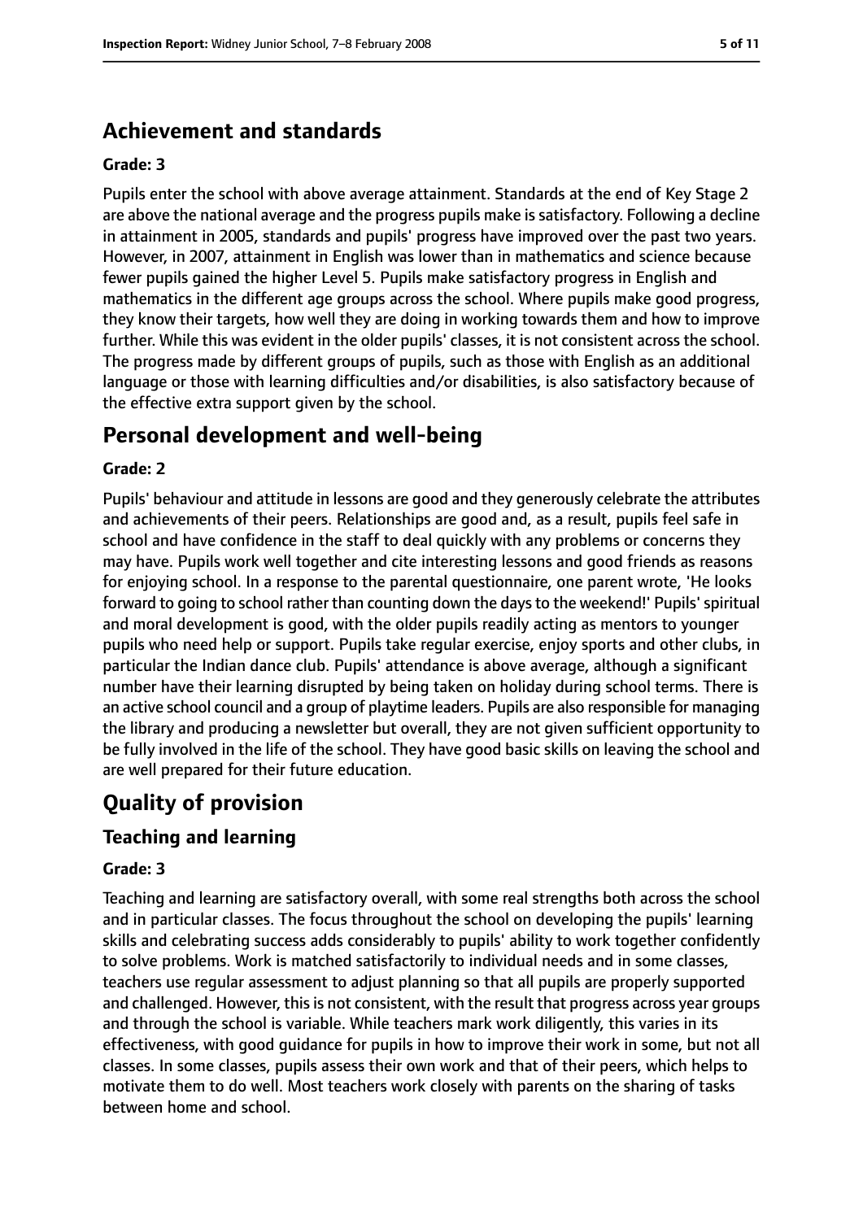## Achievement and standards

**Grade: 3**

Pupils enter the school with above average attainment. Standards at the end of Key Stage 2 are above the national average and the progress pupils make is satisfactory. Following a decline in attainment in 2005, standards and pupils' progress have improved over the past two years. However, in 2007, attainment in English was lower than in mathematics and science because fewer pupils gained the higher Level 5. Pupils make satisfactory progress in English and mathematics in the different age groups across the school. Where pupils make good progress, they know their targets, how well they are doing in working towards them and how to improve further. While this was evident in the older pupils' classes, it is not consistent across the school. The progress made by different groups of pupils, such as those with English as an additional language or those with learning difficulties and/or disabilities, is also satisfactory because of the effective extra support given by the school.

## Personal development and well-being

**Grade: 2**

Pupils' behaviour and attitude in lessons are good and they generously celebrate the attributes and achievements of their peers. Relationships are good and, as a result, pupils feel safe in school and have confidence in the staff to deal quickly with any problems or concerns they may have. Pupils work well together and cite interesting lessons and good friends as reasons for enjoying school. In a response to the parental questionnaire, one parent wrote, 'He looks forward to going to school rather than counting down the days to the weekend!' Pupils' spiritual and moral development is good, with the older pupils readily acting as mentors to younger pupils who need help or support. Pupils take regular exercise, enjoy sports and other clubs, in particular the Indian dance club. Pupils' attendance is above average, although a significant number have their learning disrupted by being taken on holiday during school terms. There is an active school council and a group of playtime leaders. Pupils are also responsible for managing the library and producing a newsletter but overall, they are not given sufficient opportunity to be fully involved in the life of the school. They have good basic skills on leaving the school and are well prepared for their future education.

# Quality of provision

## Teaching and learning

**Grade: 3**

Teaching and learning are satisfactory overall, with some real strengths both across the school and in particular classes. The focus throughout the school on developing the pupils' learning skills and celebrating success adds considerably to pupils' ability to work together confidently to solve problems. Work is matched satisfactorily to individual needs and in some classes, teachers use regular assessment to adjust planning so that all pupils are properly supported and challenged. However, this is not consistent, with the result that progress across year groups and through the school is variable. While teachers mark work diligently, this varies in its effectiveness, with good guidance for pupils in how to improve their work in some, but not all classes. In some classes, pupils assess their own work and that of their peers, which helps to motivate them to do well. Most teachers work closely with parents on the sharing of tasks between home and school.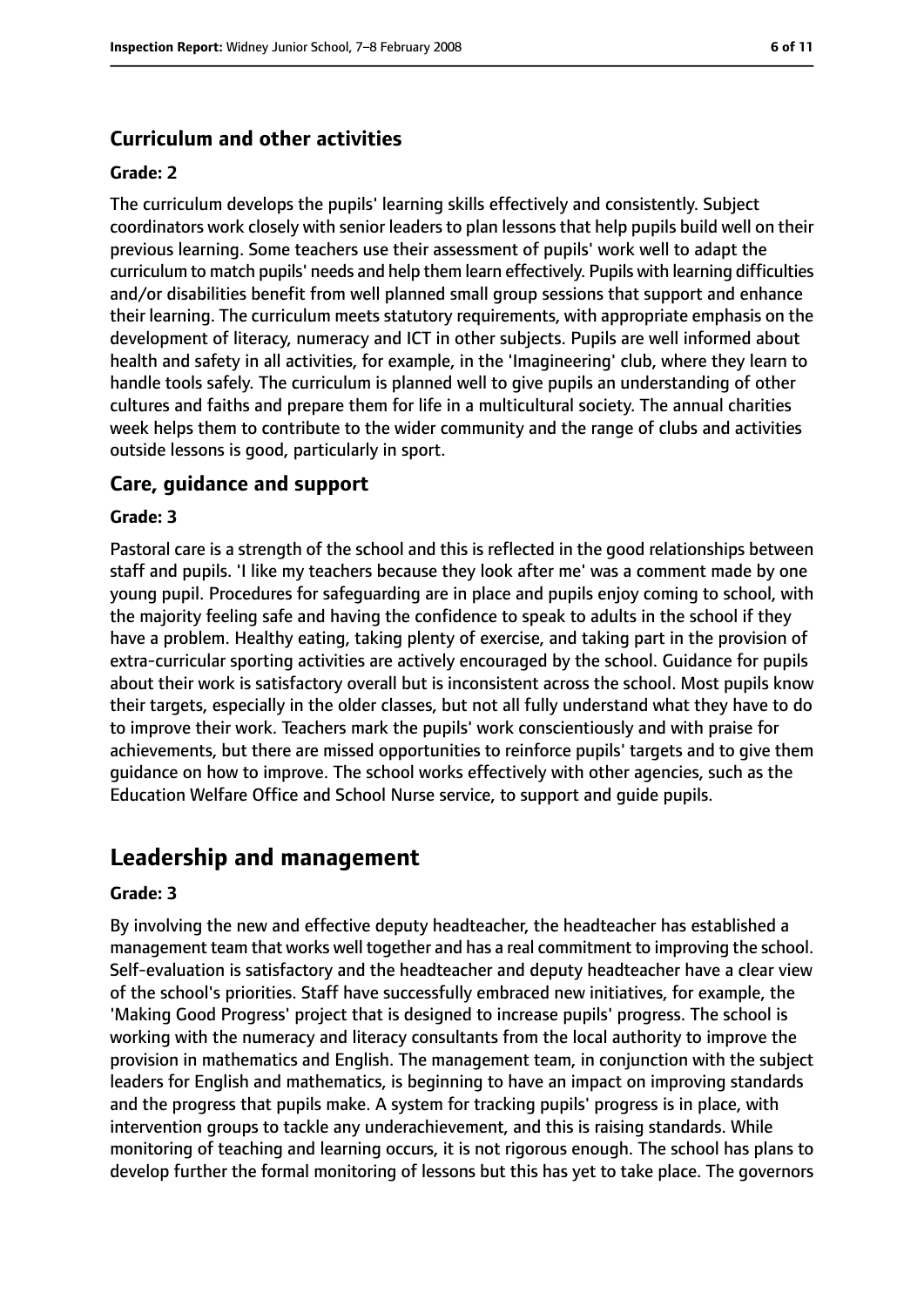### Curriculum and other activities

#### Grade: 2

The curriculum develops the pupils' learning skills effectively and consistently. Subject coordinators work closely with senior leaders to plan lessons that help pupils build well on their previous learning. Some teachers use their assessment of pupils' work well to adapt the curriculum to match pupils' needs and help them learn effectively. Pupils with learning difficulties and/or disabilities benefit from well planned small group sessions that support and enhance their learning. The curriculum meets statutory requirements, with appropriate emphasis on the development of literacy, numeracy and ICT in other subjects. Pupils are well informed about health and safety in all activities, for example, in the 'Imagineering' club, where they learn to handle tools safely. The curriculum is planned well to give pupils an understanding of other cultures and faiths and prepare them for life in a multicultural society. The annual charities week helps them to contribute to the wider community and the range of clubs and activities outside lessons is good, particularly in sport.

### Care, guidance and support

#### Grade: 3

Pastoral care is a strength of the school and this is reflected in the good relationships between staff and pupils. 'I like my teachers because they look after me' was a comment made by one young pupil. Procedures for safeguarding are in place and pupils enjoy coming to school, with the majority feeling safe and having the confidence to speak to adults in the school if they have a problem. Healthy eating, taking plenty of exercise, and taking part in the provision of extra-curricular sporting activities are actively encouraged by the school. Guidance for pupils about their work is satisfactory overall but is inconsistent across the school. Most pupils know their targets, especially in the older classes, but not all fully understand what they have to do to improve their work. Teachers mark the pupils' work conscientiously and with praise for achievements, but there are missed opportunities to reinforce pupils' targets and to give them guidance on how to improve. The school works effectively with other agencies, such as the Education Welfare Office and School Nurse service, to support and guide pupils.

## Leadership and management

#### Grade: 3

By involving the new and effective deputy headteacher, the headteacher has established a management team that works well together and has a real commitment to improving the school. Self-evaluation is satisfactory and the headteacher and deputy headteacher have a clear view of the school's priorities. Staff have successfully embraced new initiatives, for example, the 'Making Good Progress' project that is designed to increase pupils' progress. The school is working with the numeracy and literacy consultants from the local authority to improve the provision in mathematics and English. The management team, in conjunction with the subject leaders for English and mathematics, is beginning to have an impact on improving standards and the progress that pupils make. A system for tracking pupils' progress is in place, with intervention groups to tackle any underachievement, and this is raising standards. While monitoring of teaching and learning occurs, it is not rigorous enough. The school has plans to develop further the formal monitoring of lessons but this has yet to take place. The governors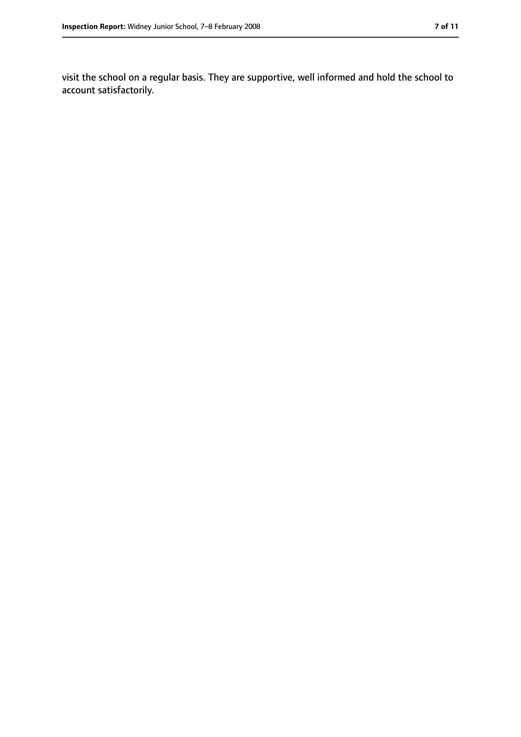visit the school on a regular basis. They are supportive, well informed and hold the school to account satisfactorily.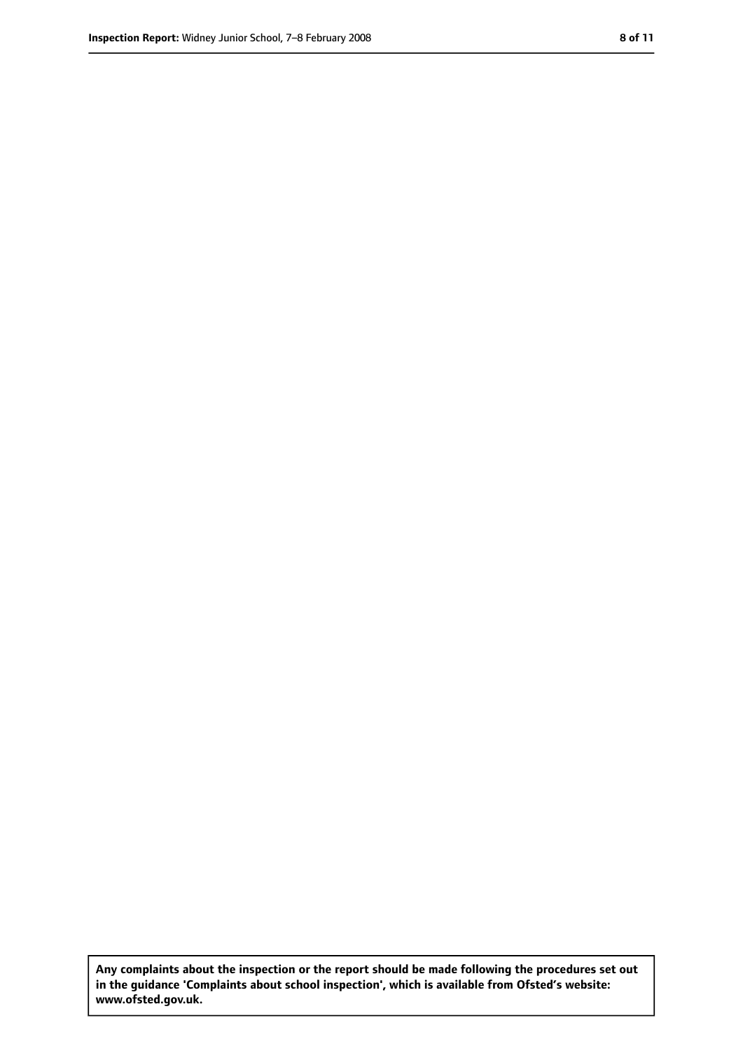**Any complaints about the inspection or the report should be made following the procedures set out in the guidance 'Complaints about school inspection', which is available from Ofsted's website: www.ofsted.gov.uk.**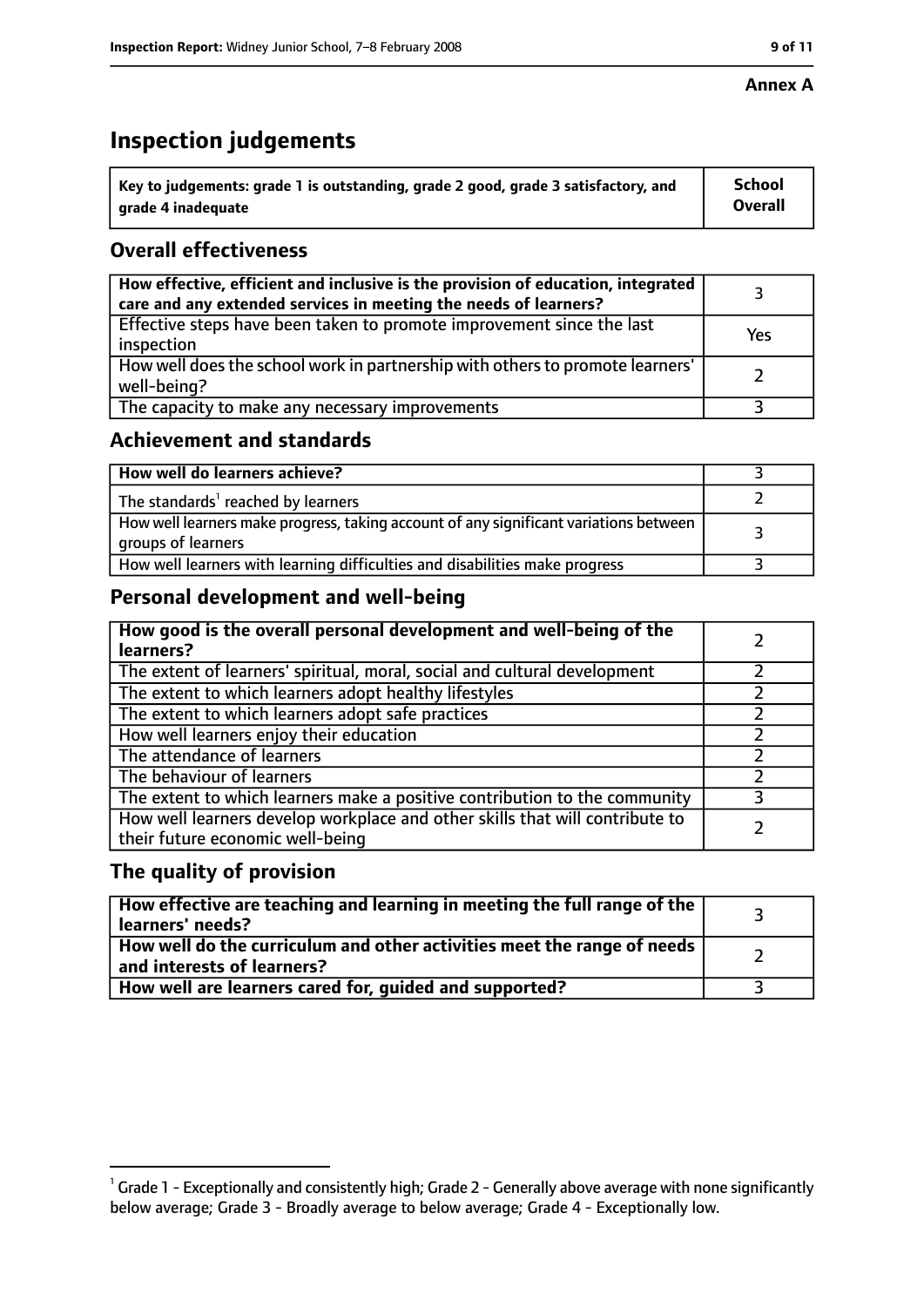**Annex A**

# Inspection judgements

| Key to judgements: grade 1 is outstanding, grade 2 good, grade 3 satisfactory, and grade 4 inadequate | School Overall |
|---|---|

## Overall effectiveness

| | |
|---|---|
| **How effective, efficient and inclusive is the provision of education, integrated care and any extended services in meeting the needs of learners?** | 3 |
| Effective steps have been taken to promote improvement since the last inspection | Yes |
| How well does the school work in partnership with others to promote learners' well-being? | 2 |
| The capacity to make any necessary improvements | 3 |

## Achievement and standards

| | |
|---|---|
| **How well do learners achieve?** | 3 |
| The standards[1] reached by learners | 2 |
| How well learners make progress, taking account of any significant variations between groups of learners | 3 |
| How well learners with learning difficulties and disabilities make progress | 3 |

## Personal development and well-being

| | |
|---|---|
| **How good is the overall personal development and well-being of the learners?** | 2 |
| The extent of learners' spiritual, moral, social and cultural development | 2 |
| The extent to which learners adopt healthy lifestyles | 2 |
| The extent to which learners adopt safe practices | 2 |
| How well learners enjoy their education | 2 |
| The attendance of learners | 2 |
| The behaviour of learners | 2 |
| The extent to which learners make a positive contribution to the community | 3 |
| How well learners develop workplace and other skills that will contribute to their future economic well-being | 2 |

## The quality of provision

| | |
|---|---|
| **How effective are teaching and learning in meeting the full range of the learners' needs?** | 3 |
| **How well do the curriculum and other activities meet the range of needs and interests of learners?** | 2 |
| **How well are learners cared for, guided and supported?** | 3 |

[1] Grade 1 - Exceptionally and consistently high; Grade 2 - Generally above average with none significantly below average; Grade 3 - Broadly average to below average; Grade 4 - Exceptionally low.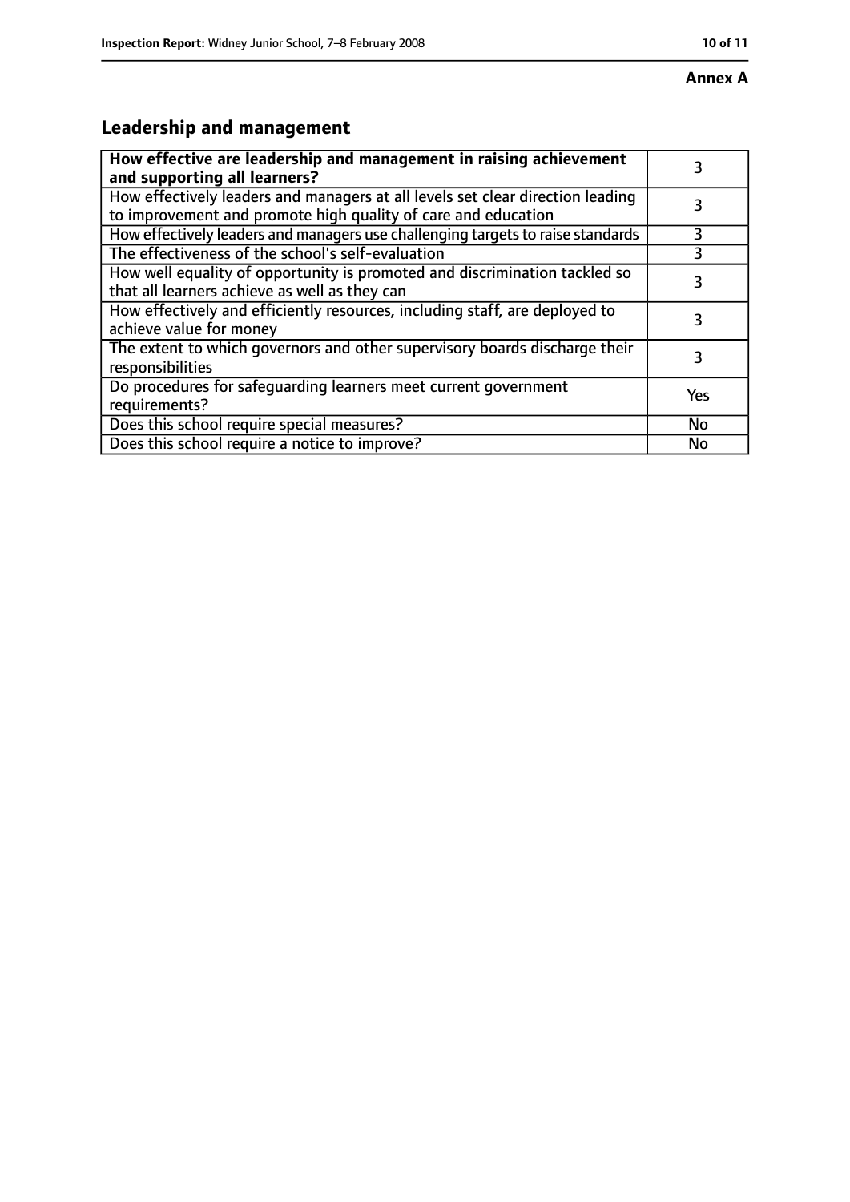**Annex A**

## Leadership and management

| How effective are leadership and management in raising achievement and supporting all learners? | 3 |
|---|---|
| How effectively leaders and managers at all levels set clear direction leading to improvement and promote high quality of care and education | 3 |
| How effectively leaders and managers use challenging targets to raise standards | 3 |
| The effectiveness of the school's self-evaluation | 3 |
| How well equality of opportunity is promoted and discrimination tackled so that all learners achieve as well as they can | 3 |
| How effectively and efficiently resources, including staff, are deployed to achieve value for money | 3 |
| The extent to which governors and other supervisory boards discharge their responsibilities | 3 |
| Do procedures for safeguarding learners meet current government requirements? | Yes |
| Does this school require special measures? | No |
| Does this school require a notice to improve? | No |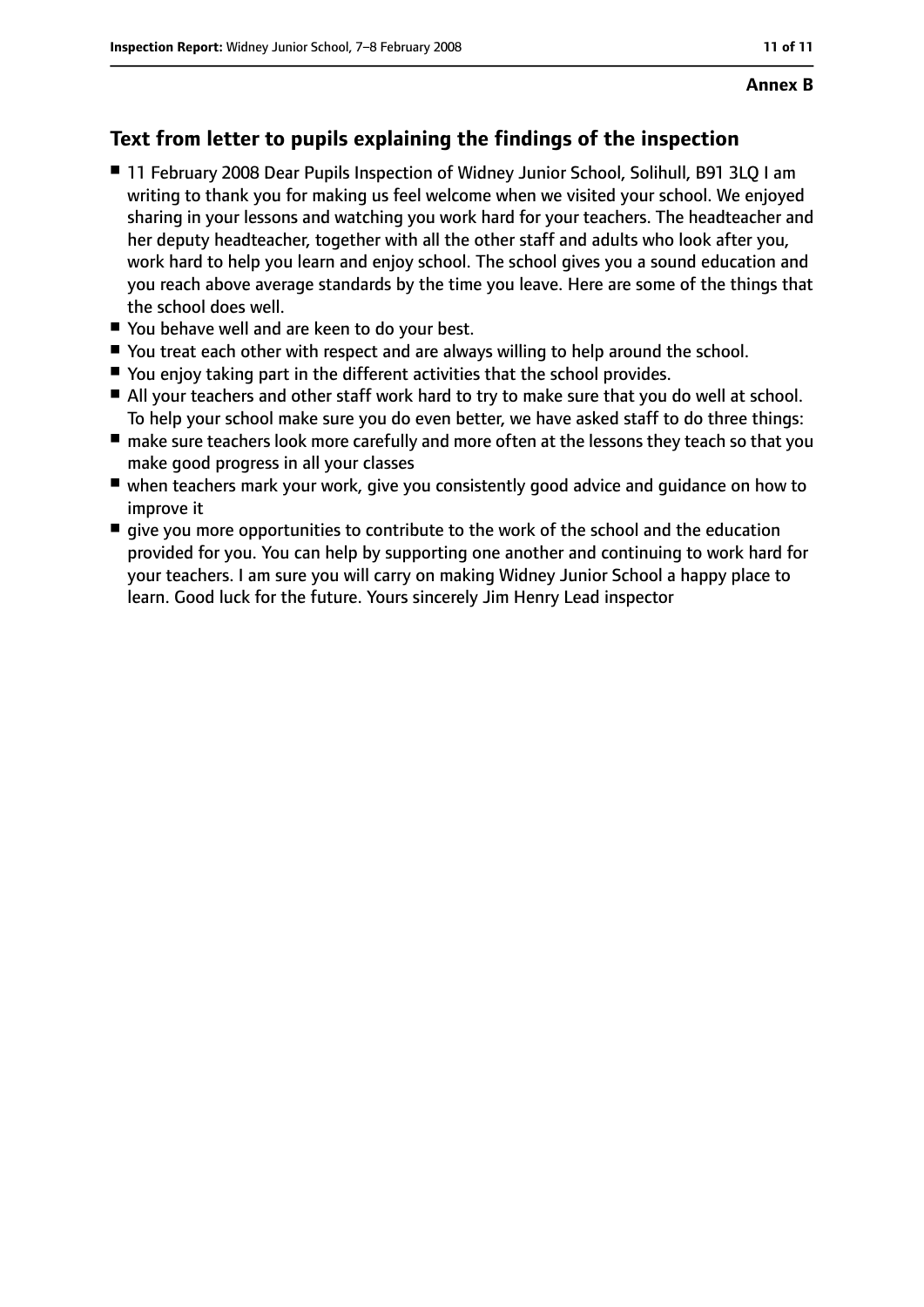**Annex B**

## Text from letter to pupils explaining the findings of the inspection

- 11 February 2008 Dear Pupils Inspection of Widney Junior School, Solihull, B91 3LQ I am writing to thank you for making us feel welcome when we visited your school. We enjoyed sharing in your lessons and watching you work hard for your teachers. The headteacher and her deputy headteacher, together with all the other staff and adults who look after you, work hard to help you learn and enjoy school. The school gives you a sound education and you reach above average standards by the time you leave. Here are some of the things that the school does well.
- You behave well and are keen to do your best.
- You treat each other with respect and are always willing to help around the school.
- You enjoy taking part in the different activities that the school provides.
- All your teachers and other staff work hard to try to make sure that you do well at school. To help your school make sure you do even better, we have asked staff to do three things:
- make sure teachers look more carefully and more often at the lessons they teach so that you make good progress in all your classes
- when teachers mark your work, give you consistently good advice and guidance on how to improve it
- give you more opportunities to contribute to the work of the school and the education provided for you. You can help by supporting one another and continuing to work hard for your teachers. I am sure you will carry on making Widney Junior School a happy place to learn. Good luck for the future. Yours sincerely Jim Henry Lead inspector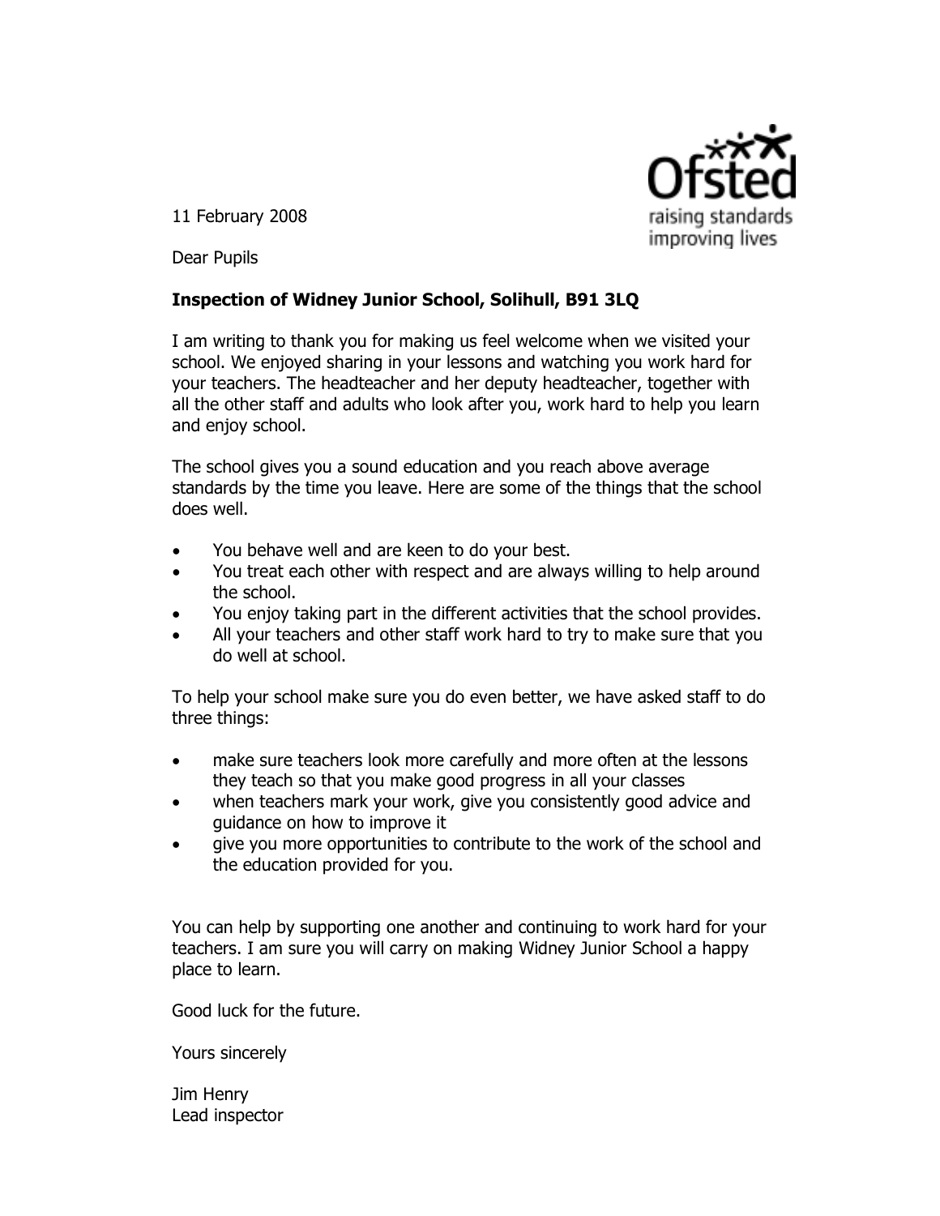11 February 2008

Dear Pupils

**Inspection of Widney Junior School, Solihull, B91 3LQ**

I am writing to thank you for making us feel welcome when we visited your school. We enjoyed sharing in your lessons and watching you work hard for your teachers. The headteacher and her deputy headteacher, together with all the other staff and adults who look after you, work hard to help you learn and enjoy school.

The school gives you a sound education and you reach above average standards by the time you leave. Here are some of the things that the school does well.

- You behave well and are keen to do your best.
- You treat each other with respect and are always willing to help around the school.
- You enjoy taking part in the different activities that the school provides.
- All your teachers and other staff work hard to try to make sure that you do well at school.

To help your school make sure you do even better, we have asked staff to do three things:

- make sure teachers look more carefully and more often at the lessons they teach so that you make good progress in all your classes
- when teachers mark your work, give you consistently good advice and guidance on how to improve it
- give you more opportunities to contribute to the work of the school and the education provided for you.

You can help by supporting one another and continuing to work hard for your teachers. I am sure you will carry on making Widney Junior School a happy place to learn.

Good luck for the future.

Yours sincerely

Jim Henry
Lead inspector